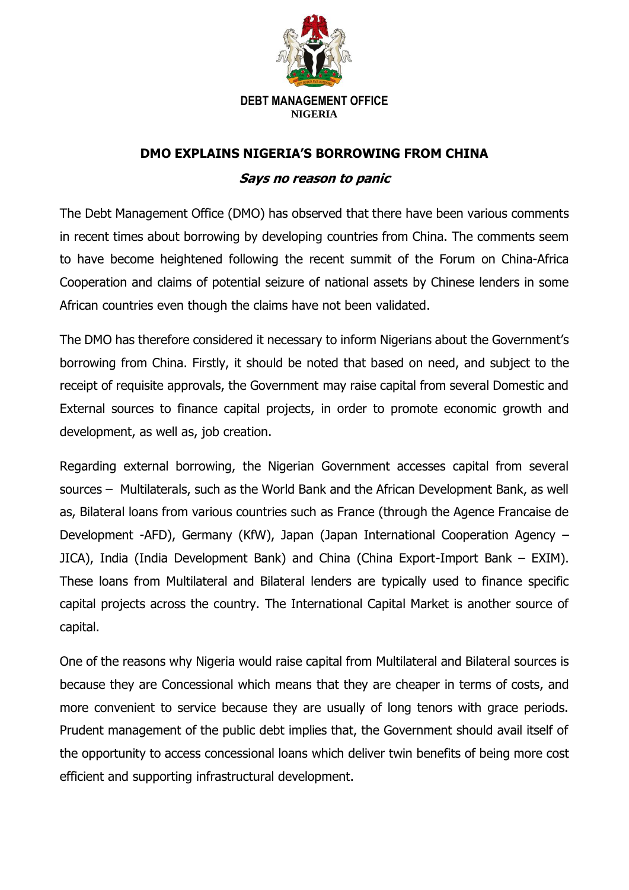**DEBT MANAGEMENT OFFICE**
**NIGERIA**

# DMO EXPLAINS NIGERIA'S BORROWING FROM CHINA

## *Says no reason to panic*

The Debt Management Office (DMO) has observed that there have been various comments in recent times about borrowing by developing countries from China. The comments seem to have become heightened following the recent summit of the Forum on China-Africa Cooperation and claims of potential seizure of national assets by Chinese lenders in some African countries even though the claims have not been validated.

The DMO has therefore considered it necessary to inform Nigerians about the Government's borrowing from China. Firstly, it should be noted that based on need, and subject to the receipt of requisite approvals, the Government may raise capital from several Domestic and External sources to finance capital projects, in order to promote economic growth and development, as well as, job creation.

Regarding external borrowing, the Nigerian Government accesses capital from several sources – Multilaterals, such as the World Bank and the African Development Bank, as well as, Bilateral loans from various countries such as France (through the Agence Francaise de Development -AFD), Germany (KfW), Japan (Japan International Cooperation Agency – JICA), India (India Development Bank) and China (China Export-Import Bank – EXIM). These loans from Multilateral and Bilateral lenders are typically used to finance specific capital projects across the country. The International Capital Market is another source of capital.

One of the reasons why Nigeria would raise capital from Multilateral and Bilateral sources is because they are Concessional which means that they are cheaper in terms of costs, and more convenient to service because they are usually of long tenors with grace periods. Prudent management of the public debt implies that, the Government should avail itself of the opportunity to access concessional loans which deliver twin benefits of being more cost efficient and supporting infrastructural development.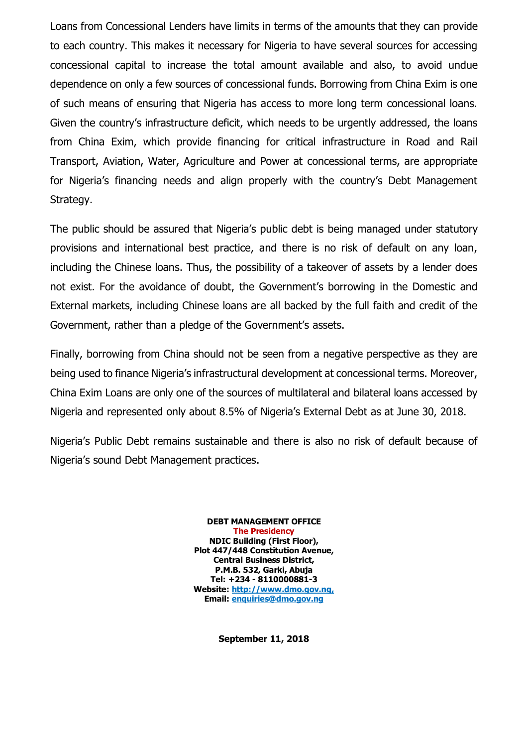Loans from Concessional Lenders have limits in terms of the amounts that they can provide to each country. This makes it necessary for Nigeria to have several sources for accessing concessional capital to increase the total amount available and also, to avoid undue dependence on only a few sources of concessional funds. Borrowing from China Exim is one of such means of ensuring that Nigeria has access to more long term concessional loans. Given the country's infrastructure deficit, which needs to be urgently addressed, the loans from China Exim, which provide financing for critical infrastructure in Road and Rail Transport, Aviation, Water, Agriculture and Power at concessional terms, are appropriate for Nigeria's financing needs and align properly with the country's Debt Management Strategy.

The public should be assured that Nigeria's public debt is being managed under statutory provisions and international best practice, and there is no risk of default on any loan, including the Chinese loans. Thus, the possibility of a takeover of assets by a lender does not exist. For the avoidance of doubt, the Government's borrowing in the Domestic and External markets, including Chinese loans are all backed by the full faith and credit of the Government, rather than a pledge of the Government's assets.

Finally, borrowing from China should not be seen from a negative perspective as they are being used to finance Nigeria's infrastructural development at concessional terms. Moreover, China Exim Loans are only one of the sources of multilateral and bilateral loans accessed by Nigeria and represented only about 8.5% of Nigeria's External Debt as at June 30, 2018.

Nigeria's Public Debt remains sustainable and there is also no risk of default because of Nigeria's sound Debt Management practices.

**DEBT MANAGEMENT OFFICE**
**The Presidency**
**NDIC Building (First Floor),**
**Plot 447/448 Constitution Avenue,**
**Central Business District,**
**P.M.B. 532, Garki, Abuja**
**Tel: +234 - 8110000881-3**
**Website: http://www.dmo.gov.ng,**
**Email: enquiries@dmo.gov.ng**

**September 11, 2018**